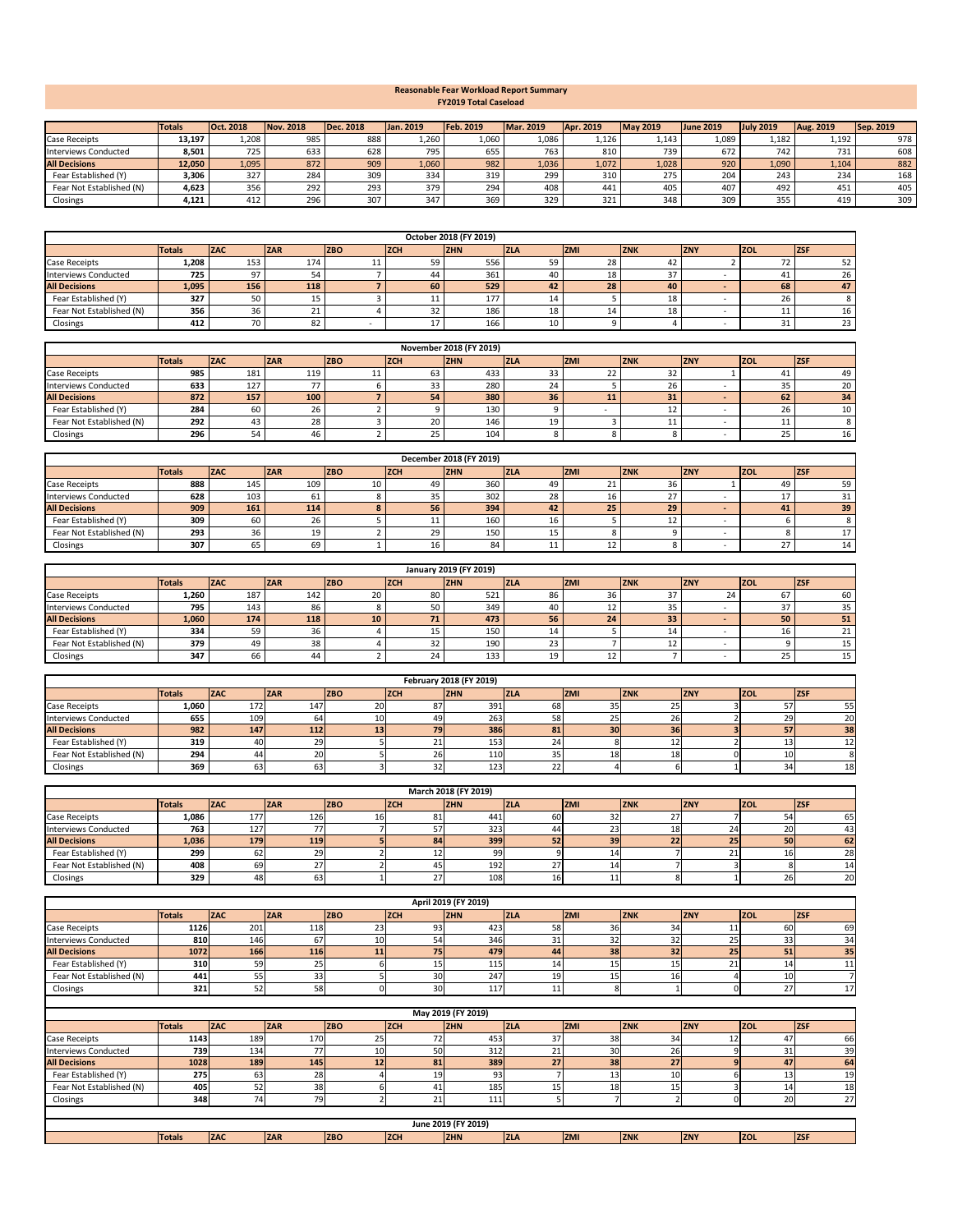# Reasonable Fear Workload Report Summary

## FY2019 Total Caseload

| | Totals | Oct. 2018 | Nov. 2018 | Dec. 2018 | Jan. 2019 | Feb. 2019 | Mar. 2019 | Apr. 2019 | May 2019 | June 2019 | July 2019 | Aug. 2019 | Sep. 2019 |
|---|---|---|---|---|---|---|---|---|---|---|---|---|---|
| Case Receipts | 13,197 | 1,208 | 985 | 888 | 1,260 | 1,060 | 1,086 | 1,126 | 1,143 | 1,089 | 1,182 | 1,192 | 978 |
| Interviews Conducted | 8,501 | 725 | 633 | 628 | 795 | 655 | 763 | 810 | 739 | 672 | 742 | 731 | 608 |
| **All Decisions** | **12,050** | **1,095** | **872** | **909** | **1,060** | **982** | **1,036** | **1,072** | **1,028** | **920** | **1,090** | **1,104** | **882** |
| Fear Established (Y) | 3,306 | 327 | 284 | 309 | 334 | 319 | 299 | 310 | 275 | 204 | 243 | 234 | 168 |
| Fear Not Established (N) | 4,623 | 356 | 292 | 293 | 379 | 294 | 408 | 441 | 405 | 407 | 492 | 451 | 405 |
| Closings | 4,121 | 412 | 296 | 307 | 347 | 369 | 329 | 321 | 348 | 309 | 355 | 419 | 309 |

## October 2018 (FY 2019)

| | Totals | ZAC | ZAR | ZBO | ZCH | ZHN | ZLA | ZMI | ZNK | ZNY | ZOL | ZSF |
|---|---|---|---|---|---|---|---|---|---|---|---|---|
| Case Receipts | 1,208 | 153 | 174 | 11 | 59 | 556 | 59 | 28 | 42 | 2 | 72 | 52 |
| Interviews Conducted | 725 | 97 | 54 | 7 | 44 | 361 | 40 | 18 | 37 | - | 41 | 26 |
| **All Decisions** | **1,095** | **156** | **118** | **7** | **60** | **529** | **42** | **28** | **40** | **-** | **68** | **47** |
| Fear Established (Y) | 327 | 50 | 15 | 3 | 11 | 177 | 14 | 5 | 18 | - | 26 | 8 |
| Fear Not Established (N) | 356 | 36 | 21 | 4 | 32 | 186 | 18 | 14 | 18 | - | 11 | 16 |
| Closings | 412 | 70 | 82 | - | 17 | 166 | 10 | 9 | 4 | - | 31 | 23 |

## November 2018 (FY 2019)

| | Totals | ZAC | ZAR | ZBO | ZCH | ZHN | ZLA | ZMI | ZNK | ZNY | ZOL | ZSF |
|---|---|---|---|---|---|---|---|---|---|---|---|---|
| Case Receipts | 985 | 181 | 119 | 11 | 63 | 433 | 33 | 22 | 32 | 1 | 41 | 49 |
| Interviews Conducted | 633 | 127 | 77 | 6 | 33 | 280 | 24 | 5 | 26 | - | 35 | 20 |
| **All Decisions** | **872** | **157** | **100** | **7** | **54** | **380** | **36** | **11** | **31** | **-** | **62** | **34** |
| Fear Established (Y) | 284 | 60 | 26 | 2 | 9 | 130 | 9 | - | 12 | - | 26 | 10 |
| Fear Not Established (N) | 292 | 43 | 28 | 3 | 20 | 146 | 19 | 3 | 11 | - | 11 | 8 |
| Closings | 296 | 54 | 46 | 2 | 25 | 104 | 8 | 8 | 8 | - | 25 | 16 |

## December 2018 (FY 2019)

| | Totals | ZAC | ZAR | ZBO | ZCH | ZHN | ZLA | ZMI | ZNK | ZNY | ZOL | ZSF |
|---|---|---|---|---|---|---|---|---|---|---|---|---|
| Case Receipts | 888 | 145 | 109 | 10 | 49 | 360 | 49 | 21 | 36 | 1 | 49 | 59 |
| Interviews Conducted | 628 | 103 | 61 | 8 | 35 | 302 | 28 | 16 | 27 | - | 17 | 31 |
| **All Decisions** | **909** | **161** | **114** | **8** | **56** | **394** | **42** | **25** | **29** | **-** | **41** | **39** |
| Fear Established (Y) | 309 | 60 | 26 | 5 | 11 | 160 | 16 | 5 | 12 | - | 6 | 8 |
| Fear Not Established (N) | 293 | 36 | 19 | 2 | 29 | 150 | 15 | 8 | 9 | - | 8 | 17 |
| Closings | 307 | 65 | 69 | 1 | 16 | 84 | 11 | 12 | 8 | - | 27 | 14 |

## January 2019 (FY 2019)

| | Totals | ZAC | ZAR | ZBO | ZCH | ZHN | ZLA | ZMI | ZNK | ZNY | ZOL | ZSF |
|---|---|---|---|---|---|---|---|---|---|---|---|---|
| Case Receipts | 1,260 | 187 | 142 | 20 | 80 | 521 | 86 | 36 | 37 | 24 | 67 | 60 |
| Interviews Conducted | 795 | 143 | 86 | 8 | 50 | 349 | 40 | 12 | 35 | - | 37 | 35 |
| **All Decisions** | **1,060** | **174** | **118** | **10** | **71** | **473** | **56** | **24** | **33** | **-** | **50** | **51** |
| Fear Established (Y) | 334 | 59 | 36 | 4 | 15 | 150 | 14 | 5 | 14 | - | 16 | 21 |
| Fear Not Established (N) | 379 | 49 | 38 | 4 | 32 | 190 | 23 | 7 | 12 | - | 9 | 15 |
| Closings | 347 | 66 | 44 | 2 | 24 | 133 | 19 | 12 | 7 | - | 25 | 15 |

## February 2018 (FY 2019)

| | Totals | ZAC | ZAR | ZBO | ZCH | ZHN | ZLA | ZMI | ZNK | ZNY | ZOL | ZSF |
|---|---|---|---|---|---|---|---|---|---|---|---|---|
| Case Receipts | 1,060 | 172 | 147 | 20 | 87 | 391 | 68 | 35 | 25 | 3 | 57 | 55 |
| Interviews Conducted | 655 | 109 | 64 | 10 | 49 | 263 | 58 | 25 | 26 | 2 | 29 | 20 |
| **All Decisions** | **982** | **147** | **112** | **13** | **79** | **386** | **81** | **30** | **36** | **3** | **57** | **38** |
| Fear Established (Y) | 319 | 40 | 29 | 5 | 21 | 153 | 24 | 8 | 12 | 2 | 13 | 12 |
| Fear Not Established (N) | 294 | 44 | 20 | 5 | 26 | 110 | 35 | 18 | 18 | 0 | 10 | 8 |
| Closings | 369 | 63 | 63 | 3 | 32 | 123 | 22 | 4 | 6 | 1 | 34 | 18 |

## March 2018 (FY 2019)

| | Totals | ZAC | ZAR | ZBO | ZCH | ZHN | ZLA | ZMI | ZNK | ZNY | ZOL | ZSF |
|---|---|---|---|---|---|---|---|---|---|---|---|---|
| Case Receipts | 1,086 | 177 | 126 | 16 | 81 | 441 | 60 | 32 | 27 | 7 | 54 | 65 |
| Interviews Conducted | 763 | 127 | 77 | 7 | 57 | 323 | 44 | 23 | 18 | 24 | 20 | 43 |
| **All Decisions** | **1,036** | **179** | **119** | **5** | **84** | **399** | **52** | **39** | **22** | **25** | **50** | **62** |
| Fear Established (Y) | 299 | 62 | 29 | 2 | 12 | 99 | 9 | 14 | 7 | 21 | 16 | 28 |
| Fear Not Established (N) | 408 | 69 | 27 | 2 | 45 | 192 | 27 | 14 | 7 | 3 | 8 | 14 |
| Closings | 329 | 48 | 63 | 1 | 27 | 108 | 16 | 11 | 8 | 1 | 26 | 20 |

## April 2019 (FY 2019)

| | Totals | ZAC | ZAR | ZBO | ZCH | ZHN | ZLA | ZMI | ZNK | ZNY | ZOL | ZSF |
|---|---|---|---|---|---|---|---|---|---|---|---|---|
| Case Receipts | 1126 | 201 | 118 | 23 | 93 | 423 | 58 | 36 | 34 | 11 | 60 | 69 |
| Interviews Conducted | 810 | 146 | 67 | 10 | 54 | 346 | 31 | 32 | 32 | 25 | 33 | 34 |
| **All Decisions** | **1072** | **166** | **116** | **11** | **75** | **479** | **44** | **38** | **32** | **25** | **51** | **35** |
| Fear Established (Y) | 310 | 59 | 25 | 6 | 15 | 115 | 14 | 15 | 15 | 21 | 14 | 11 |
| Fear Not Established (N) | 441 | 55 | 33 | 5 | 30 | 247 | 19 | 15 | 16 | 4 | 10 | 7 |
| Closings | 321 | 52 | 58 | 0 | 30 | 117 | 11 | 8 | 1 | 0 | 27 | 17 |

## May 2019 (FY 2019)

| | Totals | ZAC | ZAR | ZBO | ZCH | ZHN | ZLA | ZMI | ZNK | ZNY | ZOL | ZSF |
|---|---|---|---|---|---|---|---|---|---|---|---|---|
| Case Receipts | 1143 | 189 | 170 | 25 | 72 | 453 | 37 | 38 | 34 | 12 | 47 | 66 |
| Interviews Conducted | 739 | 134 | 77 | 10 | 50 | 312 | 21 | 30 | 26 | 9 | 31 | 39 |
| **All Decisions** | **1028** | **189** | **145** | **12** | **81** | **389** | **27** | **38** | **27** | **9** | **47** | **64** |
| Fear Established (Y) | 275 | 63 | 28 | 4 | 19 | 93 | 7 | 13 | 10 | 6 | 13 | 19 |
| Fear Not Established (N) | 405 | 52 | 38 | 6 | 41 | 185 | 15 | 18 | 15 | 3 | 14 | 18 |
| Closings | 348 | 74 | 79 | 2 | 21 | 111 | 5 | 7 | 2 | 0 | 20 | 27 |

## June 2019 (FY 2019)

| | Totals | ZAC | ZAR | ZBO | ZCH | ZHN | ZLA | ZMI | ZNK | ZNY | ZOL | ZSF |
|---|---|---|---|---|---|---|---|---|---|---|---|---|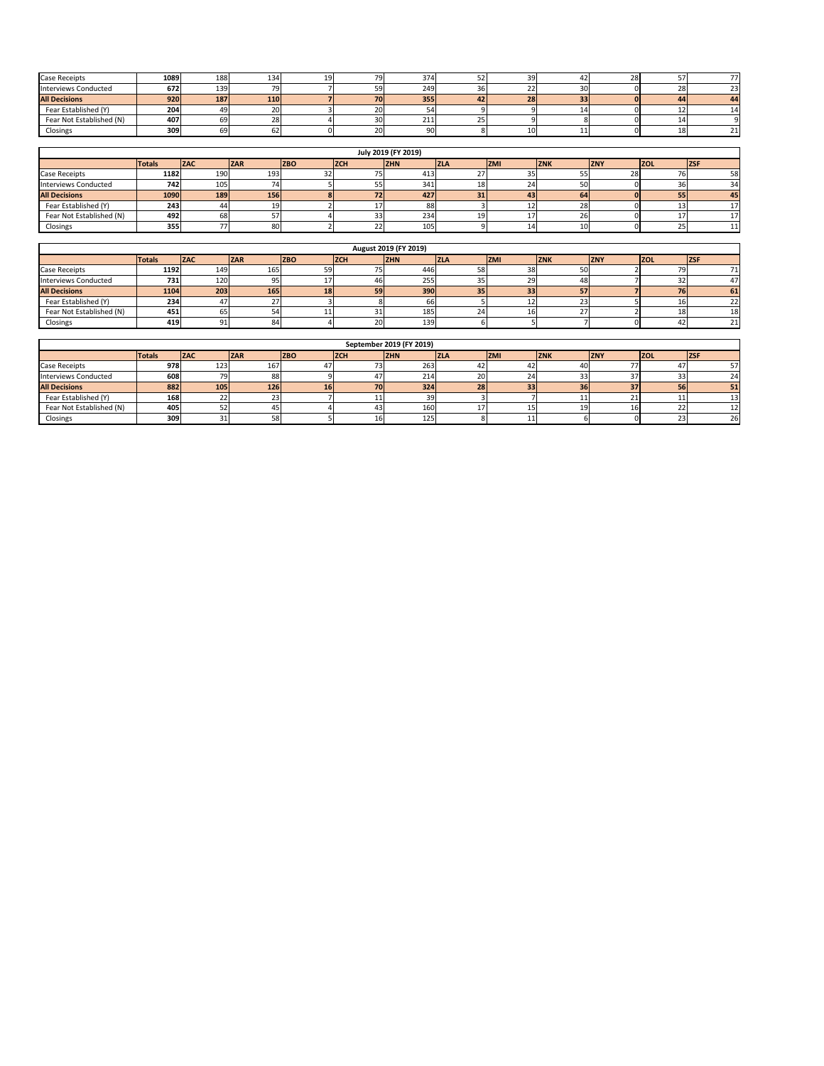| | | | | | | | | | | | |
|---|---|---|---|---|---|---|---|---|---|---|---|
| Case Receipts | **1089** | 188 | 134 | 19 | 79 | 374 | 52 | 39 | 42 | 28 | 57 | 77 |
| Interviews Conducted | **672** | 139 | 79 | 7 | 59 | 249 | 36 | 22 | 30 | 0 | 28 | 23 |
| **All Decisions** | **920** | **187** | **110** | **7** | **70** | **355** | **42** | **28** | **33** | **0** | **44** | **44** |
| Fear Established (Y) | **204** | 49 | 20 | 3 | 20 | 54 | 9 | 9 | 14 | 0 | 12 | 14 |
| Fear Not Established (N) | **407** | 69 | 28 | 4 | 30 | 211 | 25 | 9 | 8 | 0 | 14 | 9 |
| Closings | **309** | 69 | 62 | 0 | 20 | 90 | 8 | 10 | 11 | 0 | 18 | 21 |

| July 2019 (FY 2019) | | | | | | | | | | | | |
|---|---|---|---|---|---|---|---|---|---|---|---|---|
| | **Totals** | **ZAC** | **ZAR** | **ZBO** | **ZCH** | **ZHN** | **ZLA** | **ZMI** | **ZNK** | **ZNY** | **ZOL** | **ZSF** |
| Case Receipts | **1182** | 190 | 193 | 32 | 75 | 413 | 27 | 35 | 55 | 28 | 76 | 58 |
| Interviews Conducted | **742** | 105 | 74 | 5 | 55 | 341 | 18 | 24 | 50 | 0 | 36 | 34 |
| **All Decisions** | **1090** | **189** | **156** | **8** | **72** | **427** | **31** | **43** | **64** | **0** | **55** | **45** |
| Fear Established (Y) | **243** | 44 | 19 | 2 | 17 | 88 | 3 | 12 | 28 | 0 | 13 | 17 |
| Fear Not Established (N) | **492** | 68 | 57 | 4 | 33 | 234 | 19 | 17 | 26 | 0 | 17 | 17 |
| Closings | **355** | 77 | 80 | 2 | 22 | 105 | 9 | 14 | 10 | 0 | 25 | 11 |

| August 2019 (FY 2019) | | | | | | | | | | | | |
|---|---|---|---|---|---|---|---|---|---|---|---|---|
| | **Totals** | **ZAC** | **ZAR** | **ZBO** | **ZCH** | **ZHN** | **ZLA** | **ZMI** | **ZNK** | **ZNY** | **ZOL** | **ZSF** |
| Case Receipts | **1192** | 149 | 165 | 59 | 75 | 446 | 58 | 38 | 50 | 2 | 79 | 71 |
| Interviews Conducted | **731** | 120 | 95 | 17 | 46 | 255 | 35 | 29 | 48 | 7 | 32 | 47 |
| **All Decisions** | **1104** | **203** | **165** | **18** | **59** | **390** | **35** | **33** | **57** | **7** | **76** | **61** |
| Fear Established (Y) | **234** | 47 | 27 | 3 | 8 | 66 | 5 | 12 | 23 | 5 | 16 | 22 |
| Fear Not Established (N) | **451** | 65 | 54 | 11 | 31 | 185 | 24 | 16 | 27 | 2 | 18 | 18 |
| Closings | **419** | 91 | 84 | 4 | 20 | 139 | 6 | 5 | 7 | 0 | 42 | 21 |

| September 2019 (FY 2019) | | | | | | | | | | | | |
|---|---|---|---|---|---|---|---|---|---|---|---|---|
| | **Totals** | **ZAC** | **ZAR** | **ZBO** | **ZCH** | **ZHN** | **ZLA** | **ZMI** | **ZNK** | **ZNY** | **ZOL** | **ZSF** |
| Case Receipts | **978** | 123 | 167 | 47 | 73 | 263 | 42 | 42 | 40 | 77 | 47 | 57 |
| Interviews Conducted | **608** | 79 | 88 | 9 | 47 | 214 | 20 | 24 | 33 | 37 | 33 | 24 |
| **All Decisions** | **882** | **105** | **126** | **16** | **70** | **324** | **28** | **33** | **36** | **37** | **56** | **51** |
| Fear Established (Y) | **168** | 22 | 23 | 7 | 11 | 39 | 3 | 7 | 11 | 21 | 11 | 13 |
| Fear Not Established (N) | **405** | 52 | 45 | 4 | 43 | 160 | 17 | 15 | 19 | 16 | 22 | 12 |
| Closings | **309** | 31 | 58 | 5 | 16 | 125 | 8 | 11 | 6 | 0 | 23 | 26 |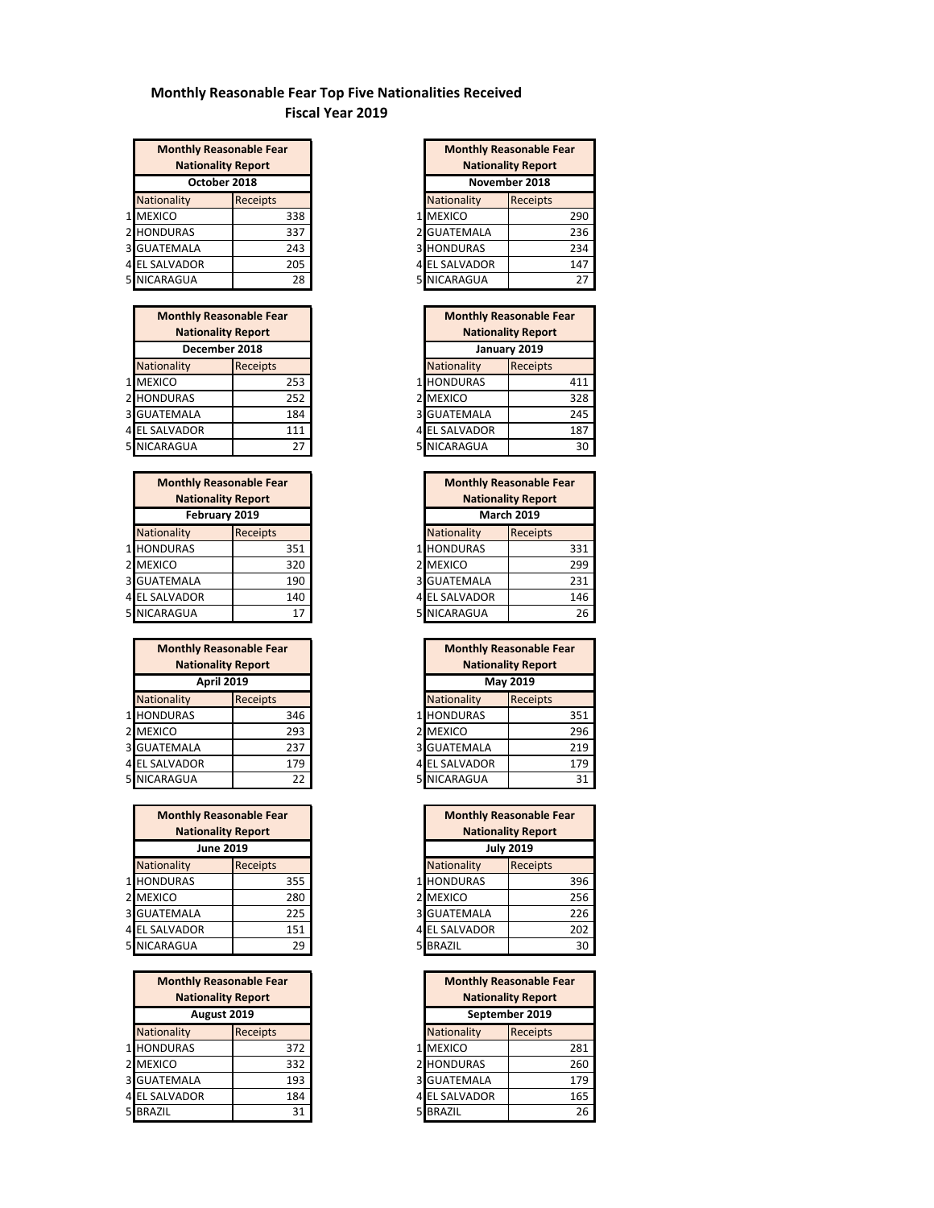# Monthly Reasonable Fear Top Five Nationalities Received
## Fiscal Year 2019

**Monthly Reasonable Fear Nationality Report — October 2018**

| | Nationality | Receipts |
|---|---|---|
| 1 | MEXICO | 338 |
| 2 | HONDURAS | 337 |
| 3 | GUATEMALA | 243 |
| 4 | EL SALVADOR | 205 |
| 5 | NICARAGUA | 28 |

**Monthly Reasonable Fear Nationality Report — November 2018**

| | Nationality | Receipts |
|---|---|---|
| 1 | MEXICO | 290 |
| 2 | GUATEMALA | 236 |
| 3 | HONDURAS | 234 |
| 4 | EL SALVADOR | 147 |
| 5 | NICARAGUA | 27 |

**Monthly Reasonable Fear Nationality Report — December 2018**

| | Nationality | Receipts |
|---|---|---|
| 1 | MEXICO | 253 |
| 2 | HONDURAS | 252 |
| 3 | GUATEMALA | 184 |
| 4 | EL SALVADOR | 111 |
| 5 | NICARAGUA | 27 |

**Monthly Reasonable Fear Nationality Report — January 2019**

| | Nationality | Receipts |
|---|---|---|
| 1 | HONDURAS | 411 |
| 2 | MEXICO | 328 |
| 3 | GUATEMALA | 245 |
| 4 | EL SALVADOR | 187 |
| 5 | NICARAGUA | 30 |

**Monthly Reasonable Fear Nationality Report — February 2019**

| | Nationality | Receipts |
|---|---|---|
| 1 | HONDURAS | 351 |
| 2 | MEXICO | 320 |
| 3 | GUATEMALA | 190 |
| 4 | EL SALVADOR | 140 |
| 5 | NICARAGUA | 17 |

**Monthly Reasonable Fear Nationality Report — March 2019**

| | Nationality | Receipts |
|---|---|---|
| 1 | HONDURAS | 331 |
| 2 | MEXICO | 299 |
| 3 | GUATEMALA | 231 |
| 4 | EL SALVADOR | 146 |
| 5 | NICARAGUA | 26 |

**Monthly Reasonable Fear Nationality Report — April 2019**

| | Nationality | Receipts |
|---|---|---|
| 1 | HONDURAS | 346 |
| 2 | MEXICO | 293 |
| 3 | GUATEMALA | 237 |
| 4 | EL SALVADOR | 179 |
| 5 | NICARAGUA | 22 |

**Monthly Reasonable Fear Nationality Report — May 2019**

| | Nationality | Receipts |
|---|---|---|
| 1 | HONDURAS | 351 |
| 2 | MEXICO | 296 |
| 3 | GUATEMALA | 219 |
| 4 | EL SALVADOR | 179 |
| 5 | NICARAGUA | 31 |

**Monthly Reasonable Fear Nationality Report — June 2019**

| | Nationality | Receipts |
|---|---|---|
| 1 | HONDURAS | 355 |
| 2 | MEXICO | 280 |
| 3 | GUATEMALA | 225 |
| 4 | EL SALVADOR | 151 |
| 5 | NICARAGUA | 29 |

**Monthly Reasonable Fear Nationality Report — July 2019**

| | Nationality | Receipts |
|---|---|---|
| 1 | HONDURAS | 396 |
| 2 | MEXICO | 256 |
| 3 | GUATEMALA | 226 |
| 4 | EL SALVADOR | 202 |
| 5 | BRAZIL | 30 |

**Monthly Reasonable Fear Nationality Report — August 2019**

| | Nationality | Receipts |
|---|---|---|
| 1 | HONDURAS | 372 |
| 2 | MEXICO | 332 |
| 3 | GUATEMALA | 193 |
| 4 | EL SALVADOR | 184 |
| 5 | BRAZIL | 31 |

**Monthly Reasonable Fear Nationality Report — September 2019**

| | Nationality | Receipts |
|---|---|---|
| 1 | MEXICO | 281 |
| 2 | HONDURAS | 260 |
| 3 | GUATEMALA | 179 |
| 4 | EL SALVADOR | 165 |
| 5 | BRAZIL | 26 |